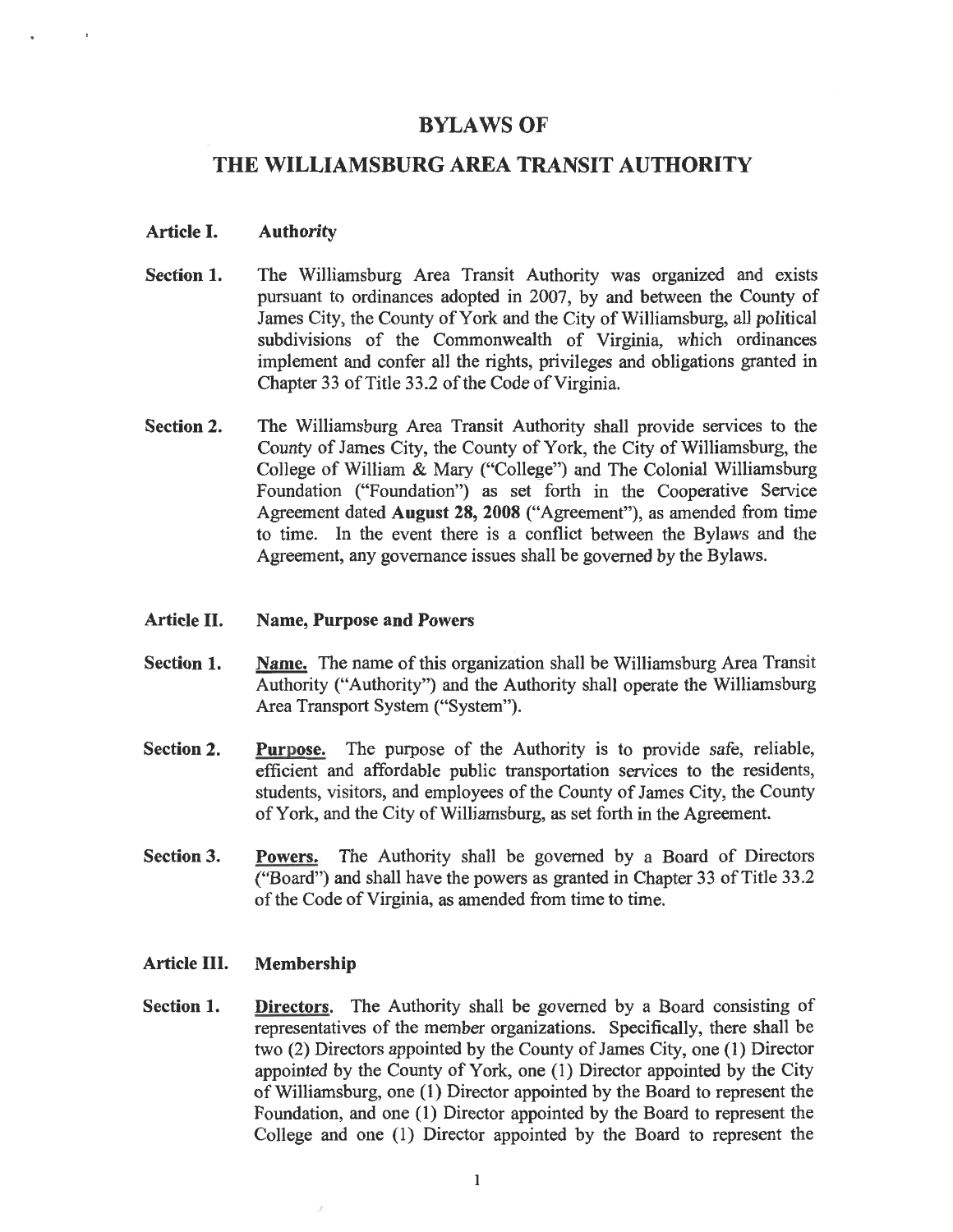# BYLAWS OF

# THE WILLIAMSBURG AREA TRANSIT AUTHORITY

## Article I. Authority

**Section 1.** The Williamsburg Area Transit Authority was organized and exists pursuant to ordinances adopted in 2007, by and between the County of James City, the County of York and the City of Williamsburg, all political subdivisions of the Commonwealth of Virginia, which ordinances implement and confer all the rights, privileges and obligations granted in Chapter 33 of Title 33.2 of the Code of Virginia.

**Section 2.** The Williamsburg Area Transit Authority shall provide services to the County of James City, the County of York, the City of Williamsburg, the College of William & Mary ("College") and The Colonial Williamsburg Foundation ("Foundation") as set forth in the Cooperative Service Agreement dated **August 28, 2008** ("Agreement"), as amended from time to time. In the event there is a conflict between the Bylaws and the Agreement, any governance issues shall be governed by the Bylaws.

## Article II. Name, Purpose and Powers

**Section 1.** <u>**Name.**</u> The name of this organization shall be Williamsburg Area Transit Authority ("Authority") and the Authority shall operate the Williamsburg Area Transport System ("System").

**Section 2.** <u>**Purpose.**</u> The purpose of the Authority is to provide safe, reliable, efficient and affordable public transportation services to the residents, students, visitors, and employees of the County of James City, the County of York, and the City of Williamsburg, as set forth in the Agreement.

**Section 3.** <u>**Powers.**</u> The Authority shall be governed by a Board of Directors ("Board") and shall have the powers as granted in Chapter 33 of Title 33.2 of the Code of Virginia, as amended from time to time.

## Article III. Membership

**Section 1.** <u>**Directors**</u>. The Authority shall be governed by a Board consisting of representatives of the member organizations. Specifically, there shall be two (2) Directors appointed by the County of James City, one (1) Director appointed by the County of York, one (1) Director appointed by the City of Williamsburg, one (1) Director appointed by the Board to represent the Foundation, and one (1) Director appointed by the Board to represent the College and one (1) Director appointed by the Board to represent the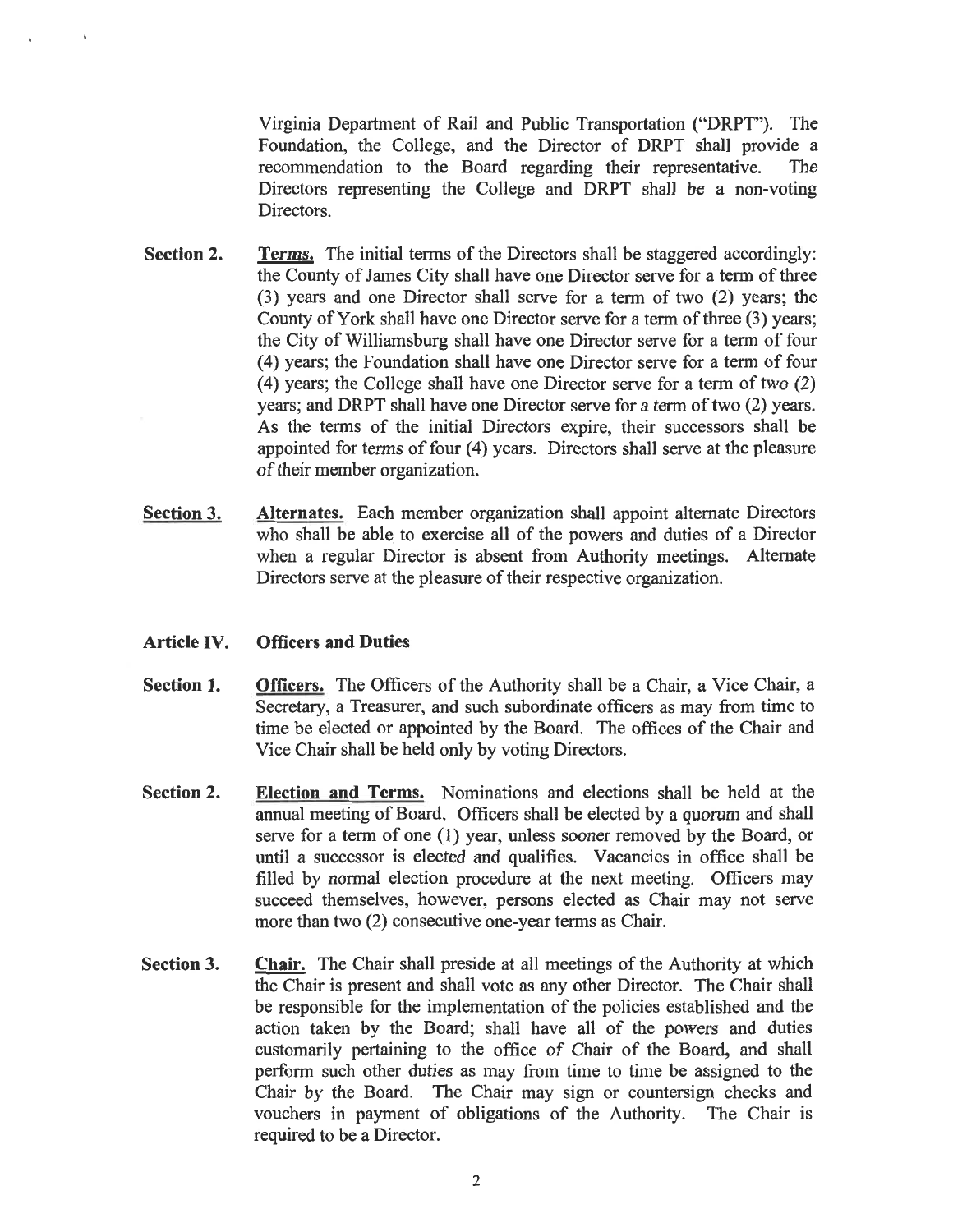Virginia Department of Rail and Public Transportation ("DRPT"). The Foundation, the College, and the Director of DRPT shall provide a recommendation to the Board regarding their representative. The Directors representing the College and DRPT shall be a non-voting Directors.

**Section 2.** **Terms.** The initial terms of the Directors shall be staggered accordingly: the County of James City shall have one Director serve for a term of three (3) years and one Director shall serve for a term of two (2) years; the County of York shall have one Director serve for a term of three (3) years; the City of Williamsburg shall have one Director serve for a term of four (4) years; the Foundation shall have one Director serve for a term of four (4) years; the College shall have one Director serve for a term of two (2) years; and DRPT shall have one Director serve for a term of two (2) years. As the terms of the initial Directors expire, their successors shall be appointed for terms of four (4) years. Directors shall serve at the pleasure of their member organization.

**Section 3.** **Alternates.** Each member organization shall appoint alternate Directors who shall be able to exercise all of the powers and duties of a Director when a regular Director is absent from Authority meetings. Alternate Directors serve at the pleasure of their respective organization.

## Article IV. Officers and Duties

**Section 1.** **Officers.** The Officers of the Authority shall be a Chair, a Vice Chair, a Secretary, a Treasurer, and such subordinate officers as may from time to time be elected or appointed by the Board. The offices of the Chair and Vice Chair shall be held only by voting Directors.

**Section 2.** **Election and Terms.** Nominations and elections shall be held at the annual meeting of Board. Officers shall be elected by a quorum and shall serve for a term of one (1) year, unless sooner removed by the Board, or until a successor is elected and qualifies. Vacancies in office shall be filled by normal election procedure at the next meeting. Officers may succeed themselves, however, persons elected as Chair may not serve more than two (2) consecutive one-year terms as Chair.

**Section 3.** **Chair.** The Chair shall preside at all meetings of the Authority at which the Chair is present and shall vote as any other Director. The Chair shall be responsible for the implementation of the policies established and the action taken by the Board; shall have all of the powers and duties customarily pertaining to the office of Chair of the Board, and shall perform such other duties as may from time to time be assigned to the Chair by the Board. The Chair may sign or countersign checks and vouchers in payment of obligations of the Authority. The Chair is required to be a Director.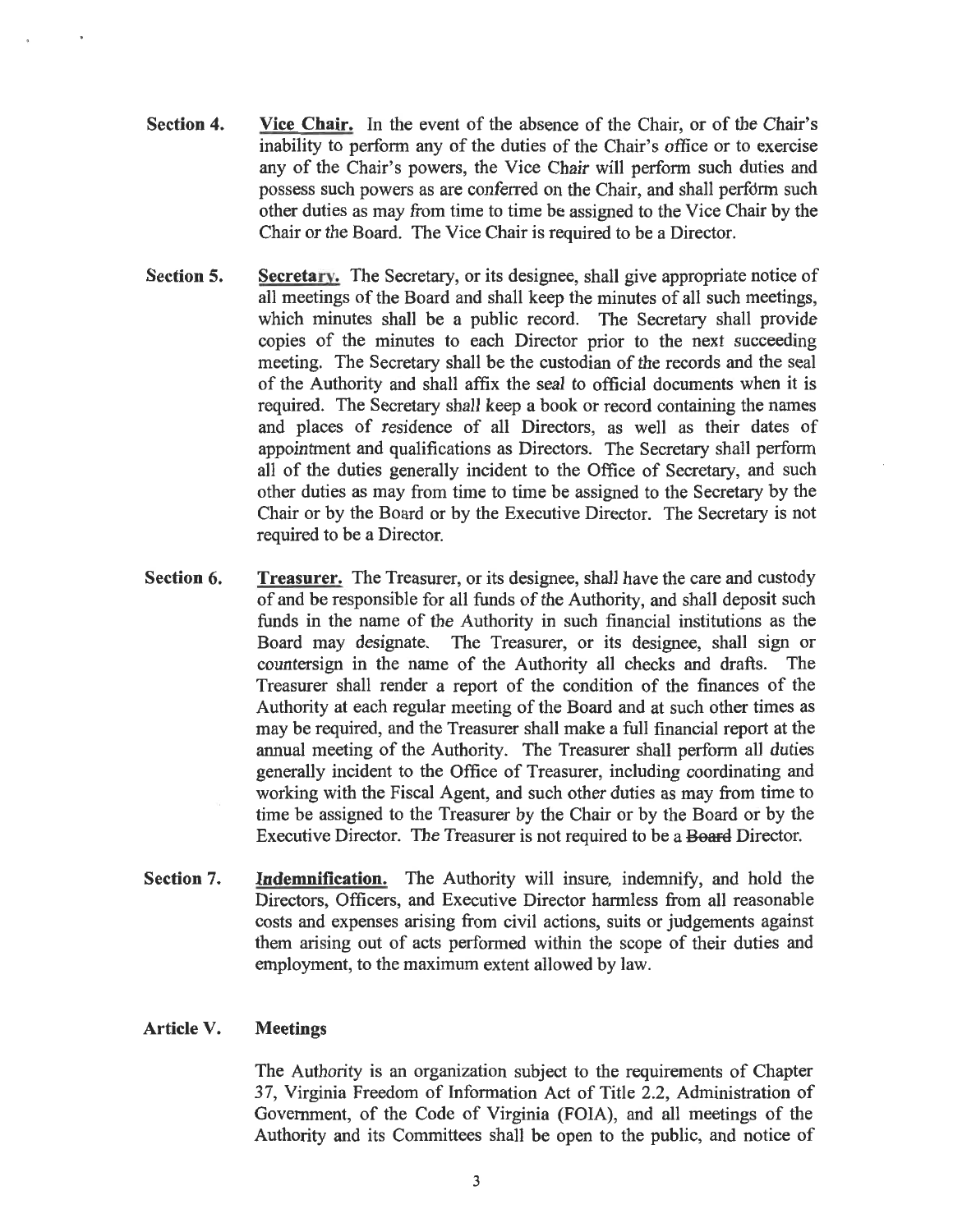**Section 4.** **Vice Chair.** In the event of the absence of the Chair, or of the Chair's inability to perform any of the duties of the Chair's office or to exercise any of the Chair's powers, the Vice Chair will perform such duties and possess such powers as are conferred on the Chair, and shall perform such other duties as may from time to time be assigned to the Vice Chair by the Chair or the Board. The Vice Chair is required to be a Director.

**Section 5.** **Secretary.** The Secretary, or its designee, shall give appropriate notice of all meetings of the Board and shall keep the minutes of all such meetings, which minutes shall be a public record. The Secretary shall provide copies of the minutes to each Director prior to the next succeeding meeting. The Secretary shall be the custodian of the records and the seal of the Authority and shall affix the seal to official documents when it is required. The Secretary shall keep a book or record containing the names and places of residence of all Directors, as well as their dates of appointment and qualifications as Directors. The Secretary shall perform all of the duties generally incident to the Office of Secretary, and such other duties as may from time to time be assigned to the Secretary by the Chair or by the Board or by the Executive Director. The Secretary is not required to be a Director.

**Section 6.** **Treasurer.** The Treasurer, or its designee, shall have the care and custody of and be responsible for all funds of the Authority, and shall deposit such funds in the name of the Authority in such financial institutions as the Board may designate. The Treasurer, or its designee, shall sign or countersign in the name of the Authority all checks and drafts. The Treasurer shall render a report of the condition of the finances of the Authority at each regular meeting of the Board and at such other times as may be required, and the Treasurer shall make a full financial report at the annual meeting of the Authority. The Treasurer shall perform all duties generally incident to the Office of Treasurer, including coordinating and working with the Fiscal Agent, and such other duties as may from time to time be assigned to the Treasurer by the Chair or by the Board or by the Executive Director. The Treasurer is not required to be a ~~Board~~ Director.

**Section 7.** **Indemnification.** The Authority will insure, indemnify, and hold the Directors, Officers, and Executive Director harmless from all reasonable costs and expenses arising from civil actions, suits or judgements against them arising out of acts performed within the scope of their duties and employment, to the maximum extent allowed by law.

## Article V. Meetings

The Authority is an organization subject to the requirements of Chapter 37, Virginia Freedom of Information Act of Title 2.2, Administration of Government, of the Code of Virginia (FOIA), and all meetings of the Authority and its Committees shall be open to the public, and notice of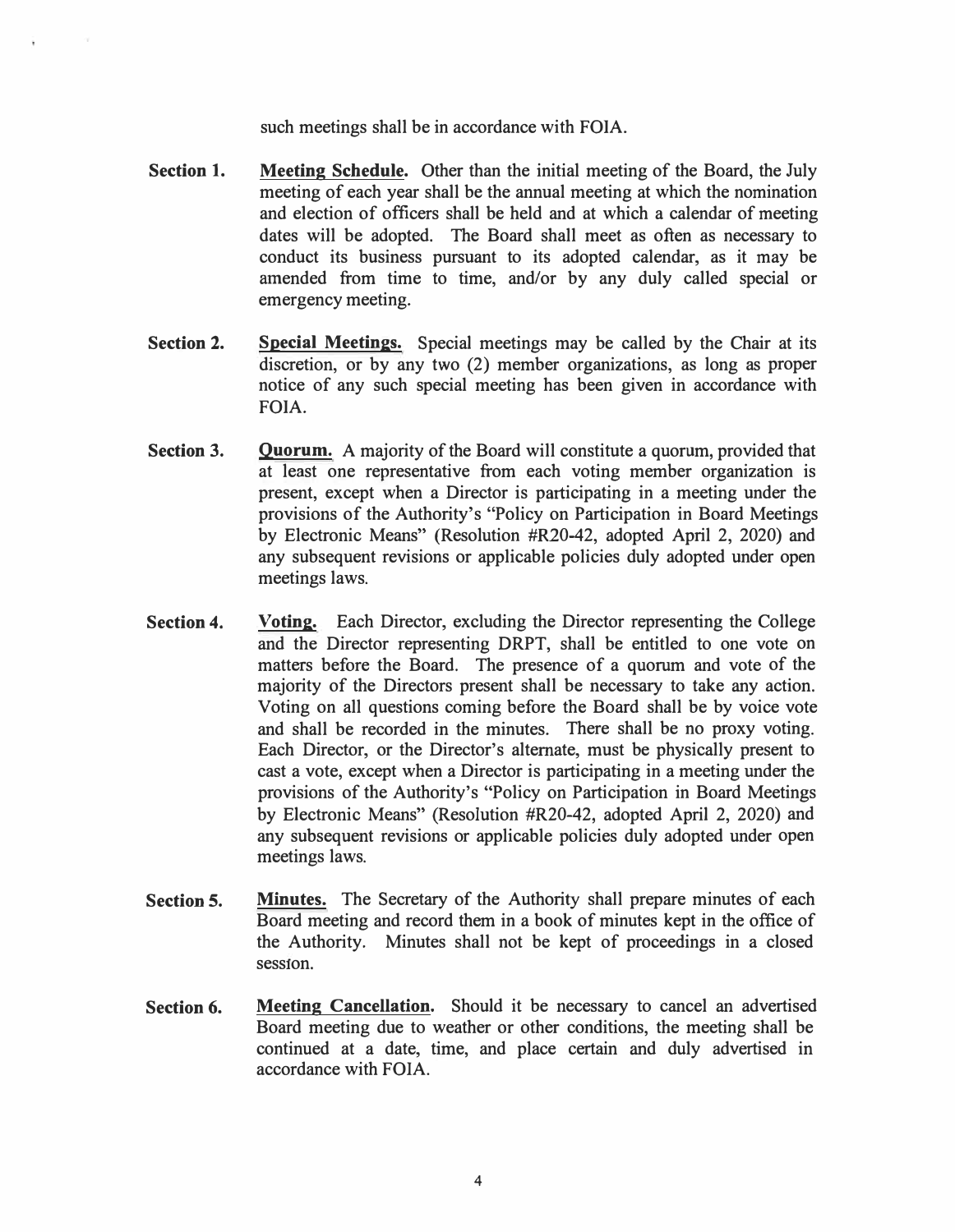such meetings shall be in accordance with FOIA.

**Section 1.** **Meeting Schedule.** Other than the initial meeting of the Board, the July meeting of each year shall be the annual meeting at which the nomination and election of officers shall be held and at which a calendar of meeting dates will be adopted. The Board shall meet as often as necessary to conduct its business pursuant to its adopted calendar, as it may be amended from time to time, and/or by any duly called special or emergency meeting.

**Section 2.** **Special Meetings.** Special meetings may be called by the Chair at its discretion, or by any two (2) member organizations, as long as proper notice of any such special meeting has been given in accordance with FOIA.

**Section 3.** **Quorum.** A majority of the Board will constitute a quorum, provided that at least one representative from each voting member organization is present, except when a Director is participating in a meeting under the provisions of the Authority's "Policy on Participation in Board Meetings by Electronic Means" (Resolution #R20-42, adopted April 2, 2020) and any subsequent revisions or applicable policies duly adopted under open meetings laws.

**Section 4.** **Voting.** Each Director, excluding the Director representing the College and the Director representing DRPT, shall be entitled to one vote on matters before the Board. The presence of a quorum and vote of the majority of the Directors present shall be necessary to take any action. Voting on all questions coming before the Board shall be by voice vote and shall be recorded in the minutes. There shall be no proxy voting. Each Director, or the Director's alternate, must be physically present to cast a vote, except when a Director is participating in a meeting under the provisions of the Authority's "Policy on Participation in Board Meetings by Electronic Means" (Resolution #R20-42, adopted April 2, 2020) and any subsequent revisions or applicable policies duly adopted under open meetings laws.

**Section 5.** **Minutes.** The Secretary of the Authority shall prepare minutes of each Board meeting and record them in a book of minutes kept in the office of the Authority. Minutes shall not be kept of proceedings in a closed session.

**Section 6.** **Meeting Cancellation.** Should it be necessary to cancel an advertised Board meeting due to weather or other conditions, the meeting shall be continued at a date, time, and place certain and duly advertised in accordance with FOIA.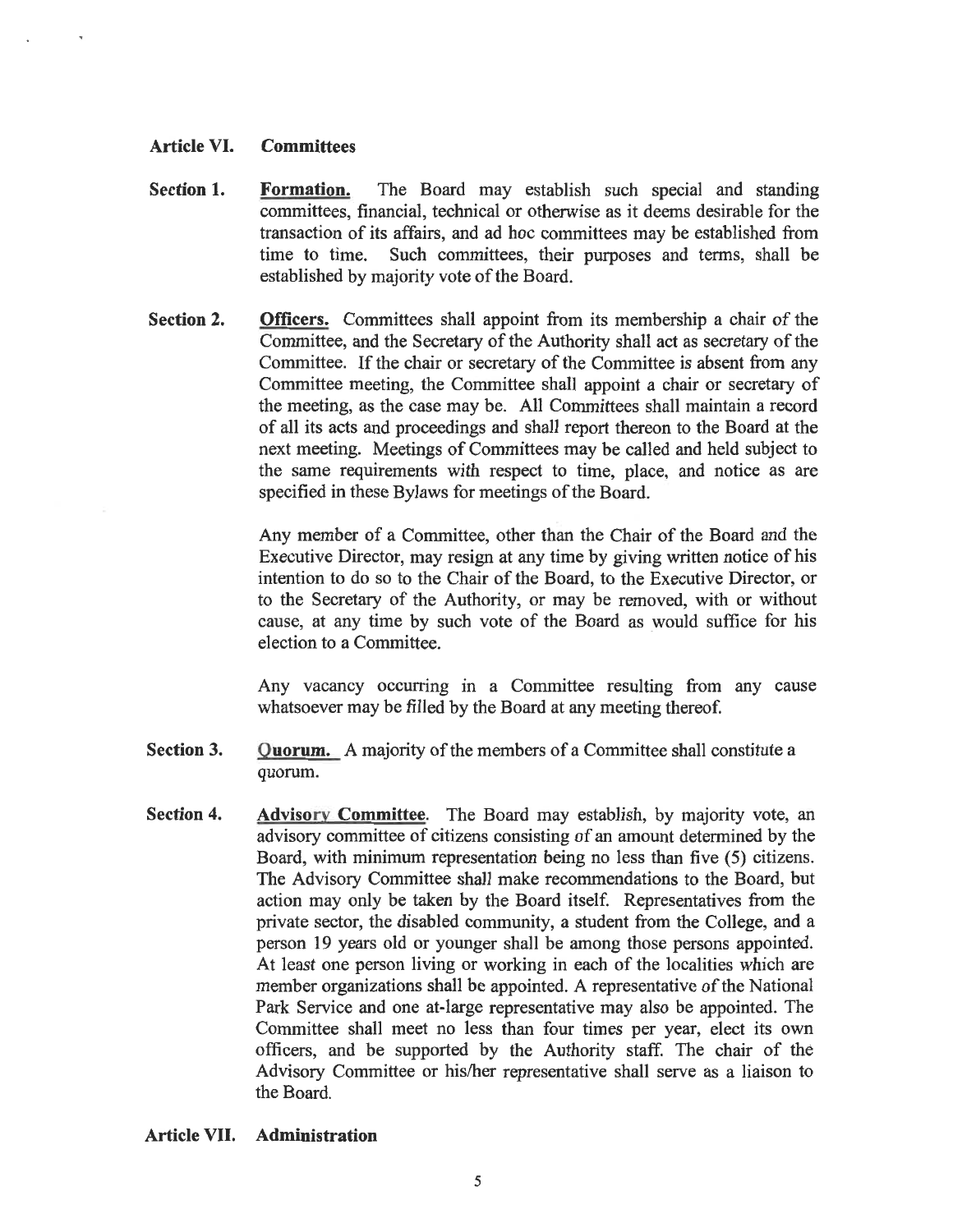## Article VI. Committees

**Section 1.** **Formation.** The Board may establish such special and standing committees, financial, technical or otherwise as it deems desirable for the transaction of its affairs, and ad hoc committees may be established from time to time. Such committees, their purposes and terms, shall be established by majority vote of the Board.

**Section 2.** **Officers.** Committees shall appoint from its membership a chair of the Committee, and the Secretary of the Authority shall act as secretary of the Committee. If the chair or secretary of the Committee is absent from any Committee meeting, the Committee shall appoint a chair or secretary of the meeting, as the case may be. All Committees shall maintain a record of all its acts and proceedings and shall report thereon to the Board at the next meeting. Meetings of Committees may be called and held subject to the same requirements with respect to time, place, and notice as are specified in these Bylaws for meetings of the Board.

Any member of a Committee, other than the Chair of the Board and the Executive Director, may resign at any time by giving written notice of his intention to do so to the Chair of the Board, to the Executive Director, or to the Secretary of the Authority, or may be removed, with or without cause, at any time by such vote of the Board as would suffice for his election to a Committee.

Any vacancy occurring in a Committee resulting from any cause whatsoever may be filled by the Board at any meeting thereof.

**Section 3.** **Quorum.** A majority of the members of a Committee shall constitute a quorum.

**Section 4.** **Advisory Committee**. The Board may establish, by majority vote, an advisory committee of citizens consisting of an amount determined by the Board, with minimum representation being no less than five (5) citizens. The Advisory Committee shall make recommendations to the Board, but action may only be taken by the Board itself. Representatives from the private sector, the disabled community, a student from the College, and a person 19 years old or younger shall be among those persons appointed. At least one person living or working in each of the localities which are member organizations shall be appointed. A representative of the National Park Service and one at-large representative may also be appointed. The Committee shall meet no less than four times per year, elect its own officers, and be supported by the Authority staff. The chair of the Advisory Committee or his/her representative shall serve as a liaison to the Board.

## Article VII. Administration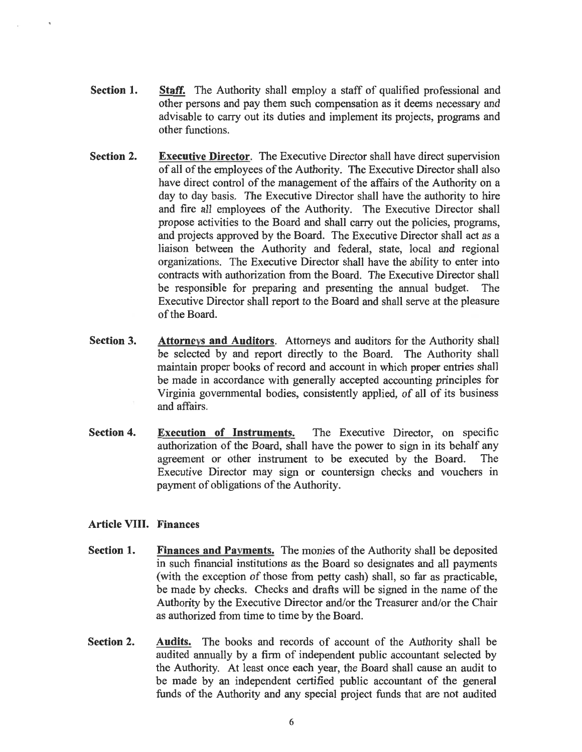**Section 1.** **Staff.** The Authority shall employ a staff of qualified professional and other persons and pay them such compensation as it deems necessary and advisable to carry out its duties and implement its projects, programs and other functions.

**Section 2.** **Executive Director**. The Executive Director shall have direct supervision of all of the employees of the Authority. The Executive Director shall also have direct control of the management of the affairs of the Authority on a day to day basis. The Executive Director shall have the authority to hire and fire all employees of the Authority. The Executive Director shall propose activities to the Board and shall carry out the policies, programs, and projects approved by the Board. The Executive Director shall act as a liaison between the Authority and federal, state, local and regional organizations. The Executive Director shall have the ability to enter into contracts with authorization from the Board. The Executive Director shall be responsible for preparing and presenting the annual budget. The Executive Director shall report to the Board and shall serve at the pleasure of the Board.

**Section 3.** **Attorneys and Auditors**. Attorneys and auditors for the Authority shall be selected by and report directly to the Board. The Authority shall maintain proper books of record and account in which proper entries shall be made in accordance with generally accepted accounting principles for Virginia governmental bodies, consistently applied, of all of its business and affairs.

**Section 4.** **Execution of Instruments.** The Executive Director, on specific authorization of the Board, shall have the power to sign in its behalf any agreement or other instrument to be executed by the Board. The Executive Director may sign or countersign checks and vouchers in payment of obligations of the Authority.

## Article VIII. Finances

**Section 1.** **Finances and Payments.** The monies of the Authority shall be deposited in such financial institutions as the Board so designates and all payments (with the exception of those from petty cash) shall, so far as practicable, be made by checks. Checks and drafts will be signed in the name of the Authority by the Executive Director and/or the Treasurer and/or the Chair as authorized from time to time by the Board.

**Section 2.** **Audits.** The books and records of account of the Authority shall be audited annually by a firm of independent public accountant selected by the Authority. At least once each year, the Board shall cause an audit to be made by an independent certified public accountant of the general funds of the Authority and any special project funds that are not audited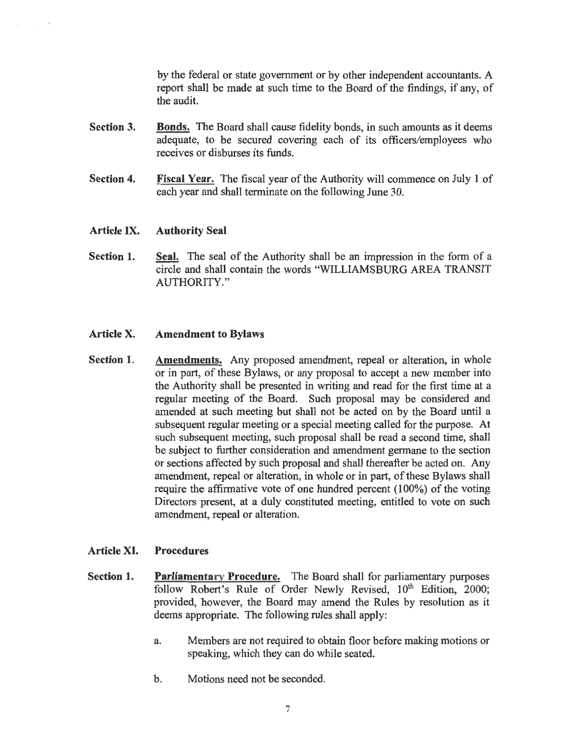by the federal or state government or by other independent accountants. A report shall be made at such time to the Board of the findings, if any, of the audit.

**Section 3.** **Bonds.** The Board shall cause fidelity bonds, in such amounts as it deems adequate, to be secured covering each of its officers/employees who receives or disburses its funds.

**Section 4.** **Fiscal Year.** The fiscal year of the Authority will commence on July 1 of each year and shall terminate on the following June 30.

## Article IX. Authority Seal

**Section 1.** **Seal.** The seal of the Authority shall be an impression in the form of a circle and shall contain the words "WILLIAMSBURG AREA TRANSIT AUTHORITY."

## Article X. Amendment to Bylaws

**Section 1.** **Amendments.** Any proposed amendment, repeal or alteration, in whole or in part, of these Bylaws, or any proposal to accept a new member into the Authority shall be presented in writing and read for the first time at a regular meeting of the Board. Such proposal may be considered and amended at such meeting but shall not be acted on by the Board until a subsequent regular meeting or a special meeting called for the purpose. At such subsequent meeting, such proposal shall be read a second time, shall be subject to further consideration and amendment germane to the section or sections affected by such proposal and shall thereafter be acted on. Any amendment, repeal or alteration, in whole or in part, of these Bylaws shall require the affirmative vote of one hundred percent (100%) of the voting Directors present, at a duly constituted meeting, entitled to vote on such amendment, repeal or alteration.

## Article XI. Procedures

**Section 1.** **Parliamentary Procedure.** The Board shall for parliamentary purposes follow Robert's Rule of Order Newly Revised, 10th Edition, 2000; provided, however, the Board may amend the Rules by resolution as it deems appropriate. The following rules shall apply:

a. Members are not required to obtain floor before making motions or speaking, which they can do while seated.

b. Motions need not be seconded.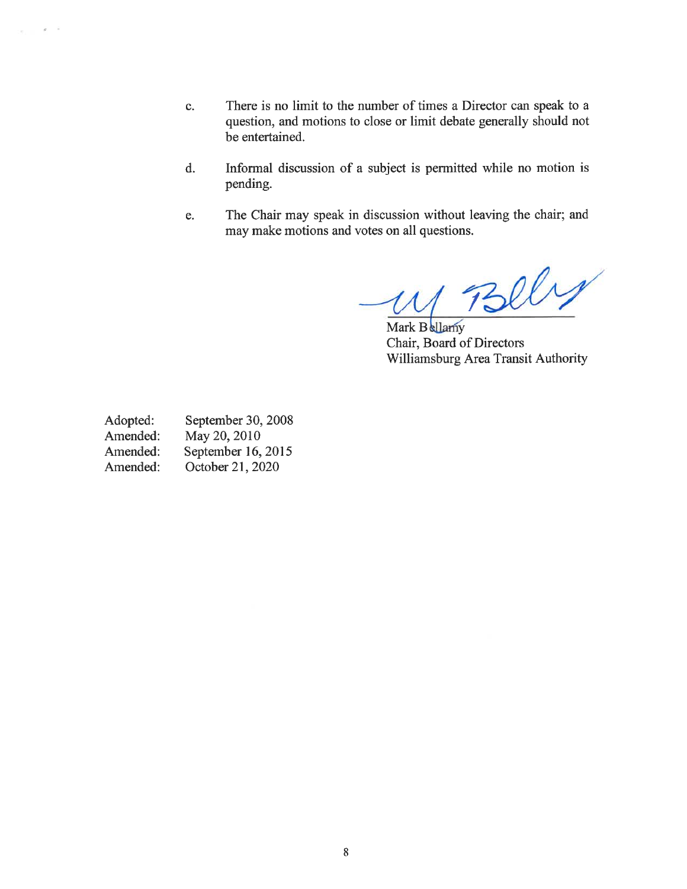c. There is no limit to the number of times a Director can speak to a question, and motions to close or limit debate generally should not be entertained.

d. Informal discussion of a subject is permitted while no motion is pending.

e. The Chair may speak in discussion without leaving the chair; and may make motions and votes on all questions.

Mark Bellamy
Chair, Board of Directors
Williamsburg Area Transit Authority

| | |
|---|---|
| Adopted: | September 30, 2008 |
| Amended: | May 20, 2010 |
| Amended: | September 16, 2015 |
| Amended: | October 21, 2020 |